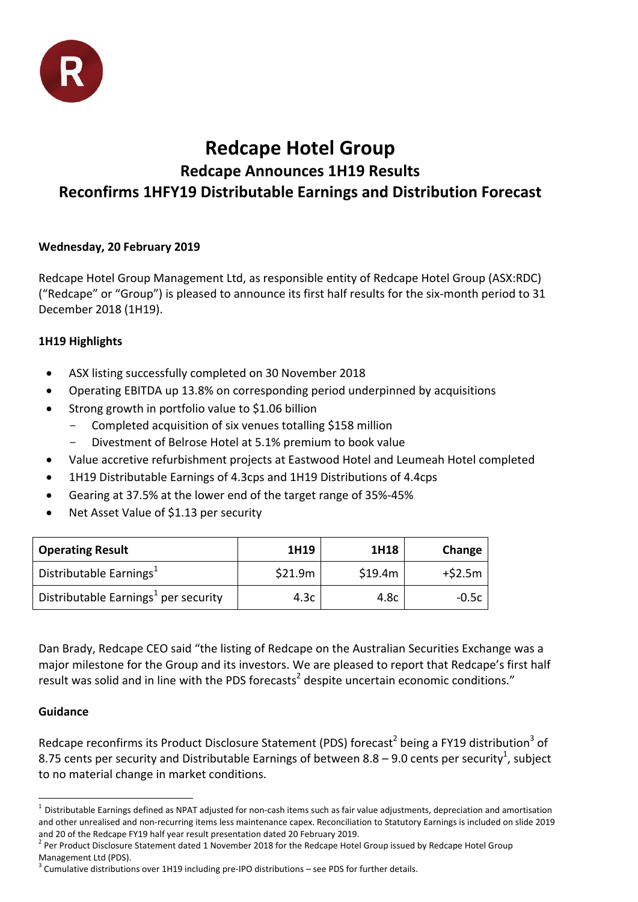# Redcape Hotel Group

## Redcape Announces 1H19 Results

## Reconfirms 1HFY19 Distributable Earnings and Distribution Forecast

**Wednesday, 20 February 2019**

Redcape Hotel Group Management Ltd, as responsible entity of Redcape Hotel Group (ASX:RDC) ("Redcape" or "Group") is pleased to announce its first half results for the six-month period to 31 December 2018 (1H19).

**1H19 Highlights**

- ASX listing successfully completed on 30 November 2018
- Operating EBITDA up 13.8% on corresponding period underpinned by acquisitions
- Strong growth in portfolio value to $1.06 billion
  - Completed acquisition of six venues totalling $158 million
  - Divestment of Belrose Hotel at 5.1% premium to book value
- Value accretive refurbishment projects at Eastwood Hotel and Leumeah Hotel completed
- 1H19 Distributable Earnings of 4.3cps and 1H19 Distributions of 4.4cps
- Gearing at 37.5% at the lower end of the target range of 35%-45%
- Net Asset Value of $1.13 per security

| Operating Result | 1H19 | 1H18 | Change |
|---|---|---|---|
| Distributable Earnings[1] | $21.9m | $19.4m | +$2.5m |
| Distributable Earnings[1] per security | 4.3c | 4.8c | -0.5c |

Dan Brady, Redcape CEO said "the listing of Redcape on the Australian Securities Exchange was a major milestone for the Group and its investors. We are pleased to report that Redcape's first half result was solid and in line with the PDS forecasts[2] despite uncertain economic conditions."

**Guidance**

Redcape reconfirms its Product Disclosure Statement (PDS) forecast[2] being a FY19 distribution[3] of 8.75 cents per security and Distributable Earnings of between 8.8 – 9.0 cents per security[1], subject to no material change in market conditions.

[1] Distributable Earnings defined as NPAT adjusted for non-cash items such as fair value adjustments, depreciation and amortisation and other unrealised and non-recurring items less maintenance capex. Reconciliation to Statutory Earnings is included on slide 2019 and 20 of the Redcape FY19 half year result presentation dated 20 February 2019.

[2] Per Product Disclosure Statement dated 1 November 2018 for the Redcape Hotel Group issued by Redcape Hotel Group Management Ltd (PDS).

[3] Cumulative distributions over 1H19 including pre-IPO distributions – see PDS for further details.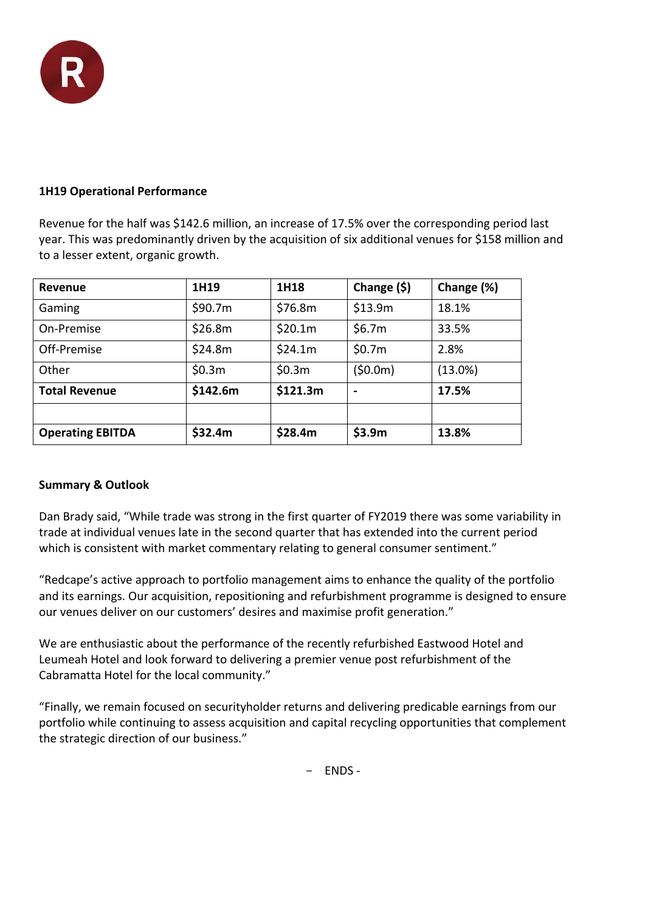**1H19 Operational Performance**

Revenue for the half was $142.6 million, an increase of 17.5% over the corresponding period last year. This was predominantly driven by the acquisition of six additional venues for $158 million and to a lesser extent, organic growth.

| Revenue | 1H19 | 1H18 | Change ($) | Change (%) |
|---|---|---|---|---|
| Gaming | $90.7m | $76.8m | $13.9m | 18.1% |
| On-Premise | $26.8m | $20.1m | $6.7m | 33.5% |
| Off-Premise | $24.8m | $24.1m | $0.7m | 2.8% |
| Other | $0.3m | $0.3m | ($0.0m) | (13.0%) |
| **Total Revenue** | **$142.6m** | **$121.3m** | **-** | **17.5%** |
| | | | | |
| **Operating EBITDA** | **$32.4m** | **$28.4m** | **$3.9m** | **13.8%** |

**Summary & Outlook**

Dan Brady said, "While trade was strong in the first quarter of FY2019 there was some variability in trade at individual venues late in the second quarter that has extended into the current period which is consistent with market commentary relating to general consumer sentiment."

"Redcape's active approach to portfolio management aims to enhance the quality of the portfolio and its earnings. Our acquisition, repositioning and refurbishment programme is designed to ensure our venues deliver on our customers' desires and maximise profit generation."

We are enthusiastic about the performance of the recently refurbished Eastwood Hotel and Leumeah Hotel and look forward to delivering a premier venue post refurbishment of the Cabramatta Hotel for the local community."

"Finally, we remain focused on securityholder returns and delivering predicable earnings from our portfolio while continuing to assess acquisition and capital recycling opportunities that complement the strategic direction of our business."

\- ENDS -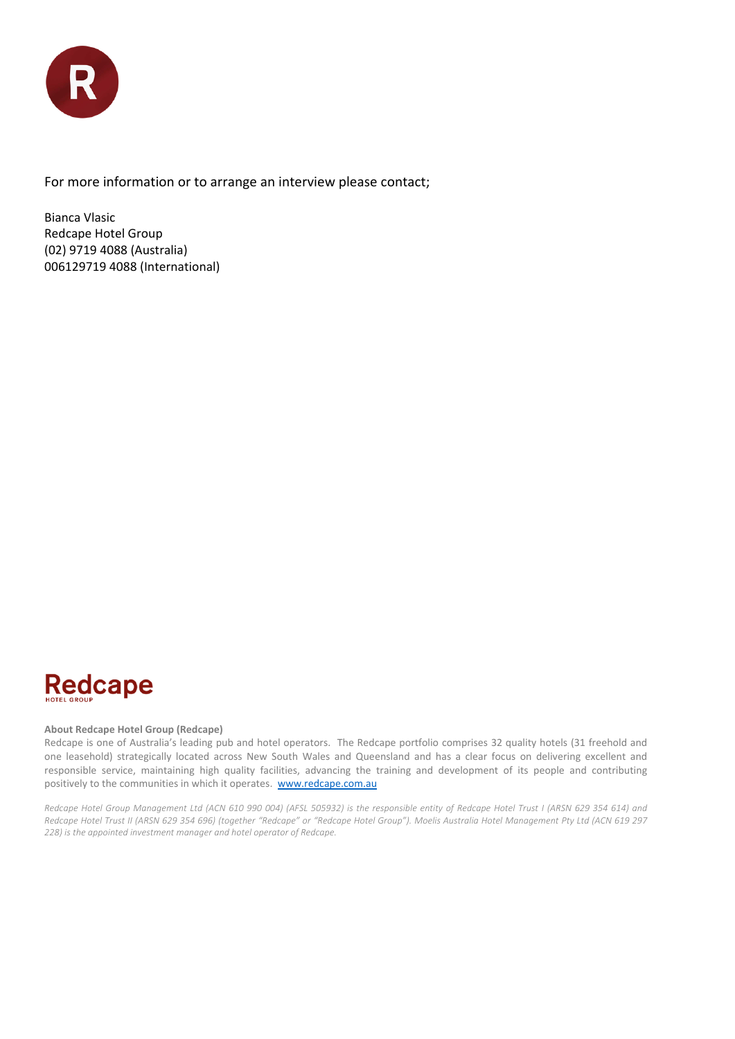For more information or to arrange an interview please contact;

Bianca Vlasic
Redcape Hotel Group
(02) 9719 4088 (Australia)
006129719 4088 (International)

**About Redcape Hotel Group (Redcape)**
Redcape is one of Australia's leading pub and hotel operators. The Redcape portfolio comprises 32 quality hotels (31 freehold and one leasehold) strategically located across New South Wales and Queensland and has a clear focus on delivering excellent and responsible service, maintaining high quality facilities, advancing the training and development of its people and contributing positively to the communities in which it operates. [www.redcape.com.au](http://www.redcape.com.au)

*Redcape Hotel Group Management Ltd (ACN 610 990 004) (AFSL 505932) is the responsible entity of Redcape Hotel Trust I (ARSN 629 354 614) and Redcape Hotel Trust II (ARSN 629 354 696) (together "Redcape" or "Redcape Hotel Group"). Moelis Australia Hotel Management Pty Ltd (ACN 619 297 228) is the appointed investment manager and hotel operator of Redcape.*